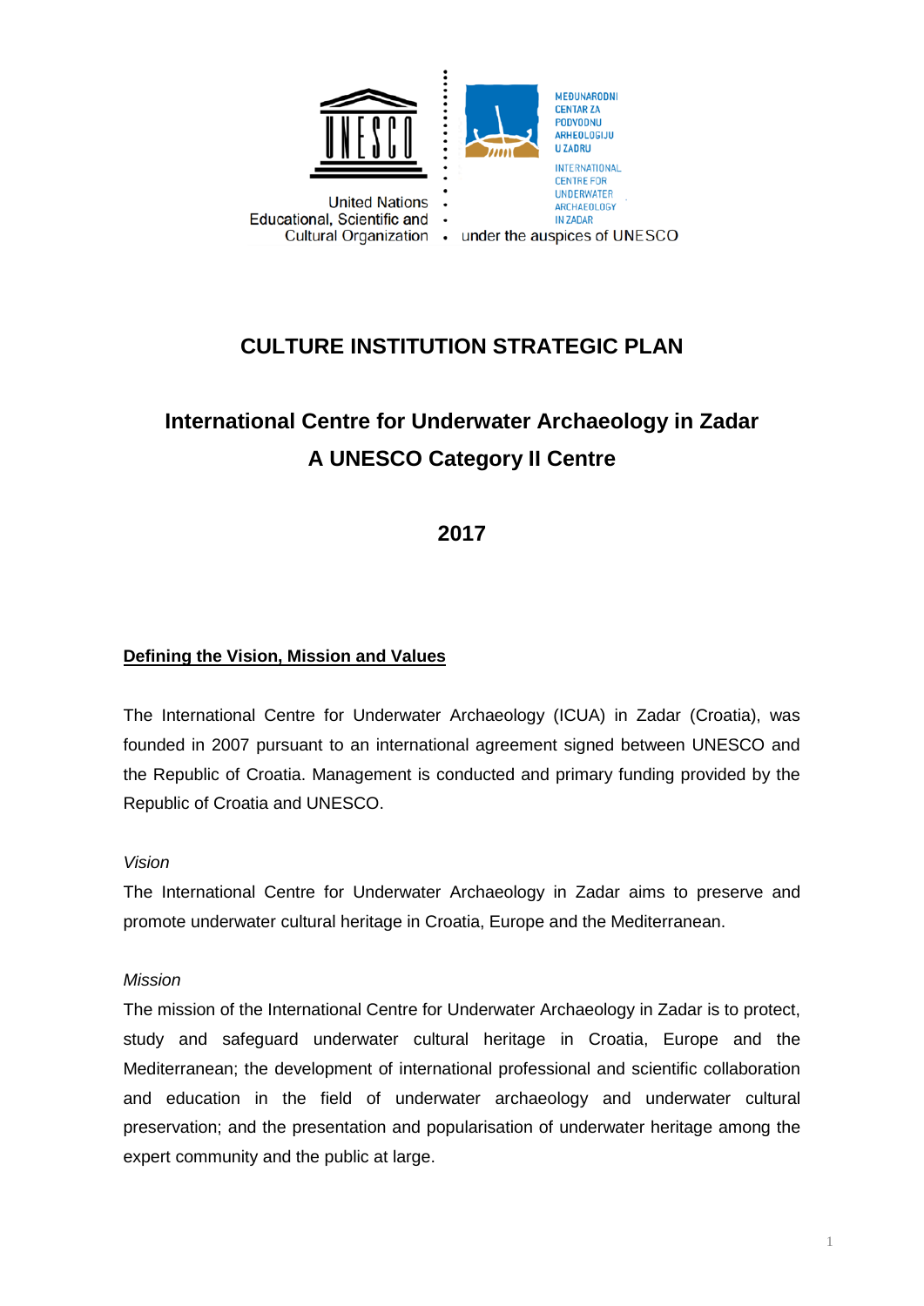United Nations Educational, Scientific and Cultural Organization

MEĐUNARODNI CENTAR ZA PODVODNU ARHEOLOGIJU U ZADRU

INTERNATIONAL CENTRE FOR UNDERWATER ARCHAEOLOGY IN ZADAR

under the auspices of UNESCO

# CULTURE INSTITUTION STRATEGIC PLAN

## International Centre for Underwater Archaeology in Zadar
## A UNESCO Category II Centre

## 2017

### Defining the Vision, Mission and Values

The International Centre for Underwater Archaeology (ICUA) in Zadar (Croatia), was founded in 2007 pursuant to an international agreement signed between UNESCO and the Republic of Croatia. Management is conducted and primary funding provided by the Republic of Croatia and UNESCO.

*Vision*

The International Centre for Underwater Archaeology in Zadar aims to preserve and promote underwater cultural heritage in Croatia, Europe and the Mediterranean.

*Mission*

The mission of the International Centre for Underwater Archaeology in Zadar is to protect, study and safeguard underwater cultural heritage in Croatia, Europe and the Mediterranean; the development of international professional and scientific collaboration and education in the field of underwater archaeology and underwater cultural preservation; and the presentation and popularisation of underwater heritage among the expert community and the public at large.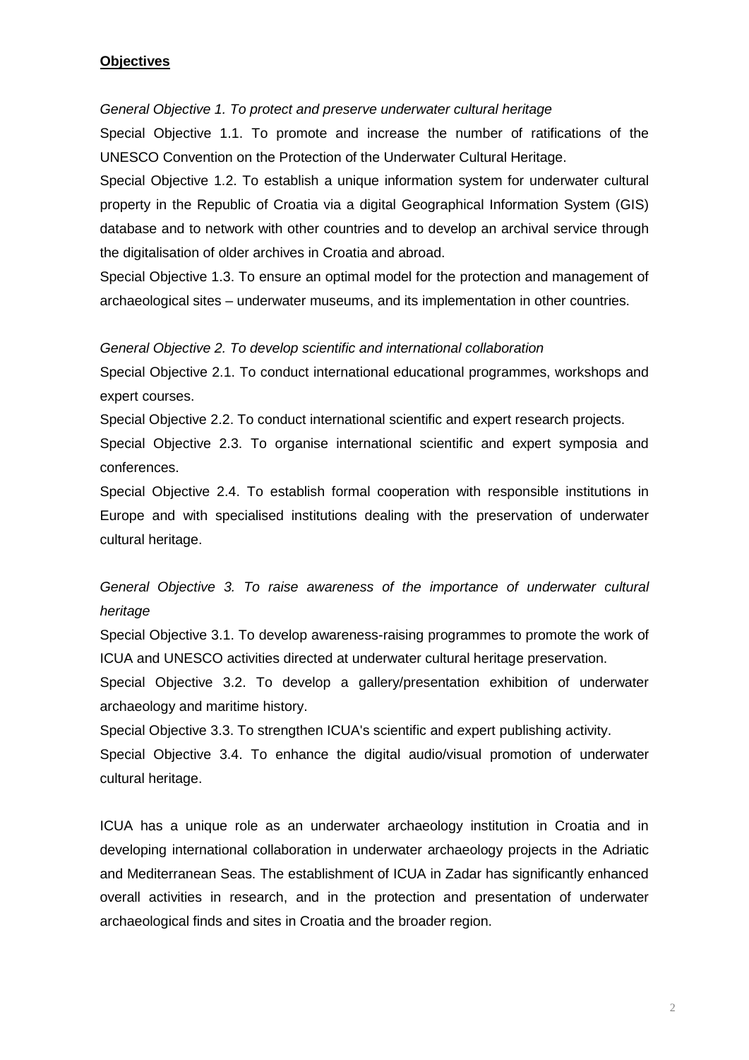**Objectives**

*General Objective 1. To protect and preserve underwater cultural heritage*

Special Objective 1.1. To promote and increase the number of ratifications of the UNESCO Convention on the Protection of the Underwater Cultural Heritage.

Special Objective 1.2. To establish a unique information system for underwater cultural property in the Republic of Croatia via a digital Geographical Information System (GIS) database and to network with other countries and to develop an archival service through the digitalisation of older archives in Croatia and abroad.

Special Objective 1.3. To ensure an optimal model for the protection and management of archaeological sites – underwater museums, and its implementation in other countries.

*General Objective 2. To develop scientific and international collaboration*

Special Objective 2.1. To conduct international educational programmes, workshops and expert courses.

Special Objective 2.2. To conduct international scientific and expert research projects.

Special Objective 2.3. To organise international scientific and expert symposia and conferences.

Special Objective 2.4. To establish formal cooperation with responsible institutions in Europe and with specialised institutions dealing with the preservation of underwater cultural heritage.

*General Objective 3. To raise awareness of the importance of underwater cultural heritage*

Special Objective 3.1. To develop awareness-raising programmes to promote the work of ICUA and UNESCO activities directed at underwater cultural heritage preservation.

Special Objective 3.2. To develop a gallery/presentation exhibition of underwater archaeology and maritime history.

Special Objective 3.3. To strengthen ICUA's scientific and expert publishing activity.

Special Objective 3.4. To enhance the digital audio/visual promotion of underwater cultural heritage.

ICUA has a unique role as an underwater archaeology institution in Croatia and in developing international collaboration in underwater archaeology projects in the Adriatic and Mediterranean Seas. The establishment of ICUA in Zadar has significantly enhanced overall activities in research, and in the protection and presentation of underwater archaeological finds and sites in Croatia and the broader region.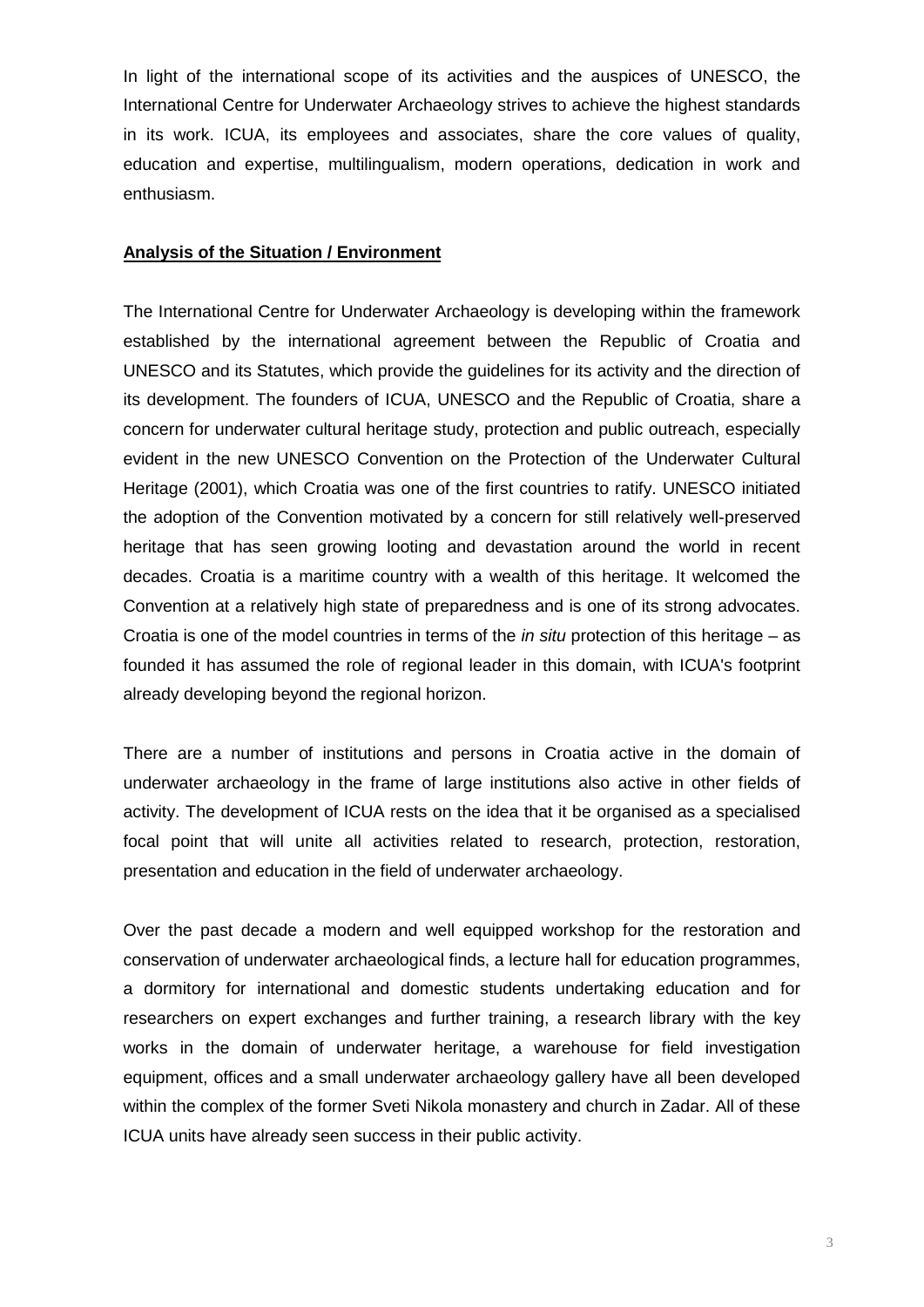In light of the international scope of its activities and the auspices of UNESCO, the International Centre for Underwater Archaeology strives to achieve the highest standards in its work. ICUA, its employees and associates, share the core values of quality, education and expertise, multilingualism, modern operations, dedication in work and enthusiasm.

**Analysis of the Situation / Environment**

The International Centre for Underwater Archaeology is developing within the framework established by the international agreement between the Republic of Croatia and UNESCO and its Statutes, which provide the guidelines for its activity and the direction of its development. The founders of ICUA, UNESCO and the Republic of Croatia, share a concern for underwater cultural heritage study, protection and public outreach, especially evident in the new UNESCO Convention on the Protection of the Underwater Cultural Heritage (2001), which Croatia was one of the first countries to ratify. UNESCO initiated the adoption of the Convention motivated by a concern for still relatively well-preserved heritage that has seen growing looting and devastation around the world in recent decades. Croatia is a maritime country with a wealth of this heritage. It welcomed the Convention at a relatively high state of preparedness and is one of its strong advocates. Croatia is one of the model countries in terms of the *in situ* protection of this heritage – as founded it has assumed the role of regional leader in this domain, with ICUA's footprint already developing beyond the regional horizon.

There are a number of institutions and persons in Croatia active in the domain of underwater archaeology in the frame of large institutions also active in other fields of activity. The development of ICUA rests on the idea that it be organised as a specialised focal point that will unite all activities related to research, protection, restoration, presentation and education in the field of underwater archaeology.

Over the past decade a modern and well equipped workshop for the restoration and conservation of underwater archaeological finds, a lecture hall for education programmes, a dormitory for international and domestic students undertaking education and for researchers on expert exchanges and further training, a research library with the key works in the domain of underwater heritage, a warehouse for field investigation equipment, offices and a small underwater archaeology gallery have all been developed within the complex of the former Sveti Nikola monastery and church in Zadar. All of these ICUA units have already seen success in their public activity.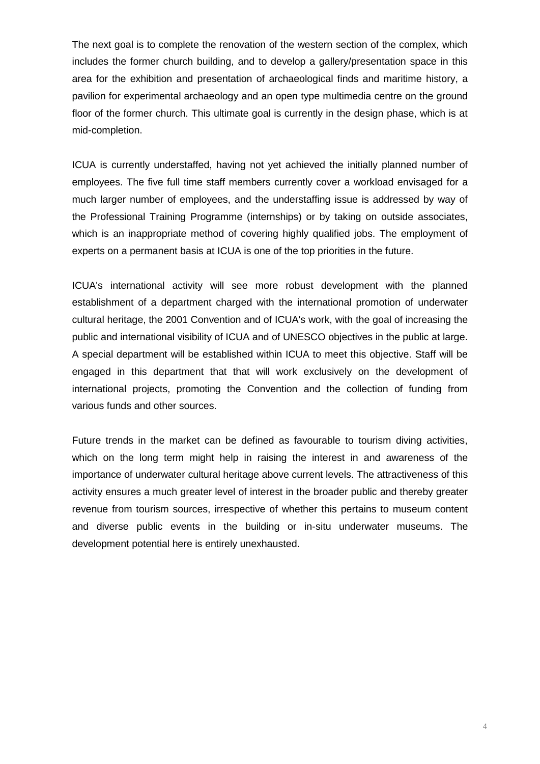The next goal is to complete the renovation of the western section of the complex, which includes the former church building, and to develop a gallery/presentation space in this area for the exhibition and presentation of archaeological finds and maritime history, a pavilion for experimental archaeology and an open type multimedia centre on the ground floor of the former church. This ultimate goal is currently in the design phase, which is at mid-completion.

ICUA is currently understaffed, having not yet achieved the initially planned number of employees. The five full time staff members currently cover a workload envisaged for a much larger number of employees, and the understaffing issue is addressed by way of the Professional Training Programme (internships) or by taking on outside associates, which is an inappropriate method of covering highly qualified jobs. The employment of experts on a permanent basis at ICUA is one of the top priorities in the future.

ICUA's international activity will see more robust development with the planned establishment of a department charged with the international promotion of underwater cultural heritage, the 2001 Convention and of ICUA's work, with the goal of increasing the public and international visibility of ICUA and of UNESCO objectives in the public at large. A special department will be established within ICUA to meet this objective. Staff will be engaged in this department that that will work exclusively on the development of international projects, promoting the Convention and the collection of funding from various funds and other sources.

Future trends in the market can be defined as favourable to tourism diving activities, which on the long term might help in raising the interest in and awareness of the importance of underwater cultural heritage above current levels. The attractiveness of this activity ensures a much greater level of interest in the broader public and thereby greater revenue from tourism sources, irrespective of whether this pertains to museum content and diverse public events in the building or in-situ underwater museums. The development potential here is entirely unexhausted.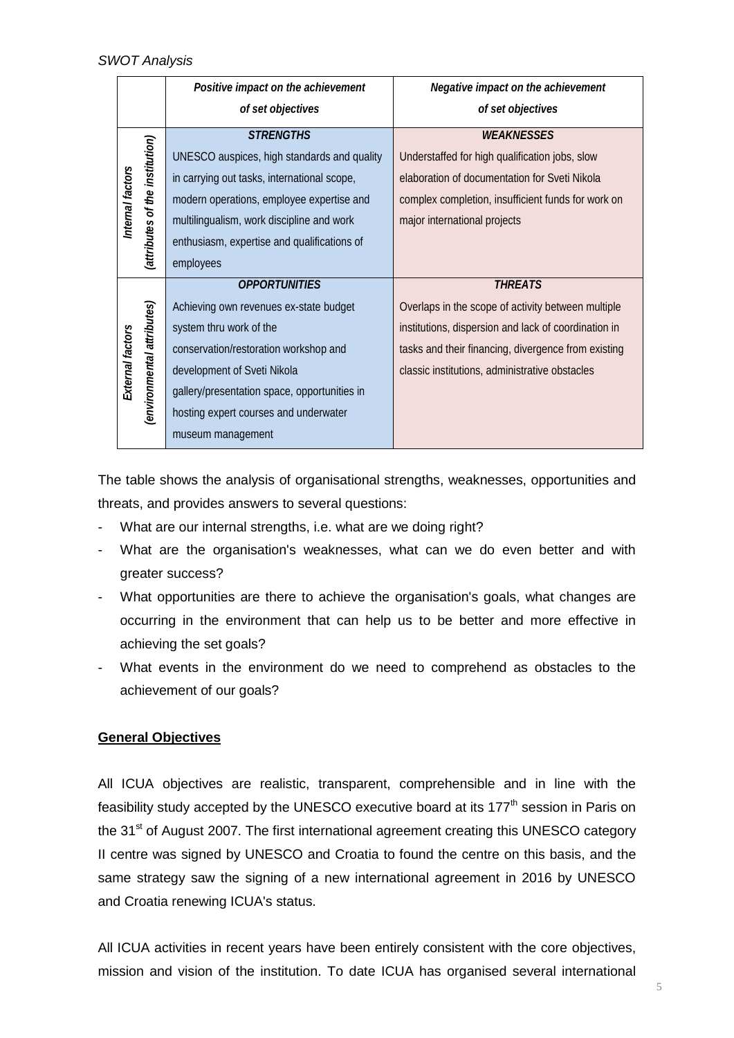*SWOT Analysis*

| | *Positive impact on the achievement of set objectives* | *Negative impact on the achievement of set objectives* |
|---|---|---|
| *Internal factors (attributes of the institution)* | ***STRENGTHS*** UNESCO auspices, high standards and quality in carrying out tasks, international scope, modern operations, employee expertise and multilingualism, work discipline and work enthusiasm, expertise and qualifications of employees | ***WEAKNESSES*** Understaffed for high qualification jobs, slow elaboration of documentation for Sveti Nikola complex completion, insufficient funds for work on major international projects |
| *External factors (environmental attributes)* | ***OPPORTUNITIES*** Achieving own revenues ex-state budget system thru work of the conservation/restoration workshop and development of Sveti Nikola gallery/presentation space, opportunities in hosting expert courses and underwater museum management | ***THREATS*** Overlaps in the scope of activity between multiple institutions, dispersion and lack of coordination in tasks and their financing, divergence from existing classic institutions, administrative obstacles |

The table shows the analysis of organisational strengths, weaknesses, opportunities and threats, and provides answers to several questions:

- What are our internal strengths, i.e. what are we doing right?
- What are the organisation's weaknesses, what can we do even better and with greater success?
- What opportunities are there to achieve the organisation's goals, what changes are occurring in the environment that can help us to be better and more effective in achieving the set goals?
- What events in the environment do we need to comprehend as obstacles to the achievement of our goals?

**General Objectives**

All ICUA objectives are realistic, transparent, comprehensible and in line with the feasibility study accepted by the UNESCO executive board at its 177th session in Paris on the 31st of August 2007. The first international agreement creating this UNESCO category II centre was signed by UNESCO and Croatia to found the centre on this basis, and the same strategy saw the signing of a new international agreement in 2016 by UNESCO and Croatia renewing ICUA's status.

All ICUA activities in recent years have been entirely consistent with the core objectives, mission and vision of the institution. To date ICUA has organised several international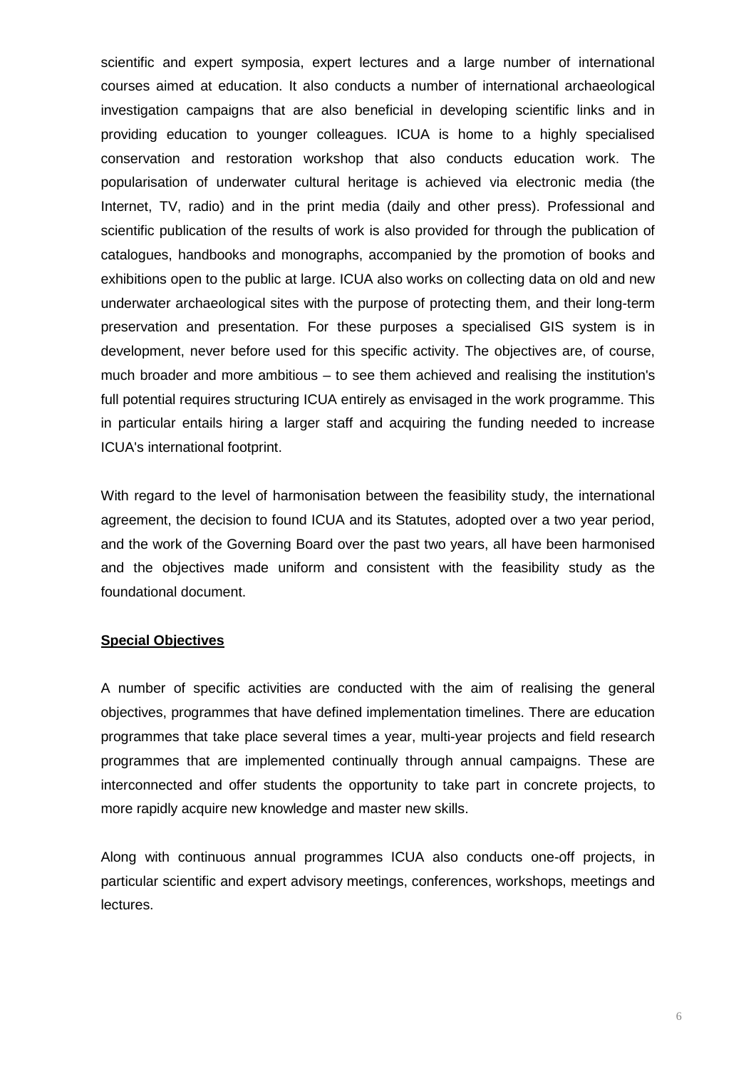scientific and expert symposia, expert lectures and a large number of international courses aimed at education. It also conducts a number of international archaeological investigation campaigns that are also beneficial in developing scientific links and in providing education to younger colleagues. ICUA is home to a highly specialised conservation and restoration workshop that also conducts education work. The popularisation of underwater cultural heritage is achieved via electronic media (the Internet, TV, radio) and in the print media (daily and other press). Professional and scientific publication of the results of work is also provided for through the publication of catalogues, handbooks and monographs, accompanied by the promotion of books and exhibitions open to the public at large. ICUA also works on collecting data on old and new underwater archaeological sites with the purpose of protecting them, and their long-term preservation and presentation. For these purposes a specialised GIS system is in development, never before used for this specific activity. The objectives are, of course, much broader and more ambitious – to see them achieved and realising the institution's full potential requires structuring ICUA entirely as envisaged in the work programme. This in particular entails hiring a larger staff and acquiring the funding needed to increase ICUA's international footprint.

With regard to the level of harmonisation between the feasibility study, the international agreement, the decision to found ICUA and its Statutes, adopted over a two year period, and the work of the Governing Board over the past two years, all have been harmonised and the objectives made uniform and consistent with the feasibility study as the foundational document.

**Special Objectives**

A number of specific activities are conducted with the aim of realising the general objectives, programmes that have defined implementation timelines. There are education programmes that take place several times a year, multi-year projects and field research programmes that are implemented continually through annual campaigns. These are interconnected and offer students the opportunity to take part in concrete projects, to more rapidly acquire new knowledge and master new skills.

Along with continuous annual programmes ICUA also conducts one-off projects, in particular scientific and expert advisory meetings, conferences, workshops, meetings and lectures.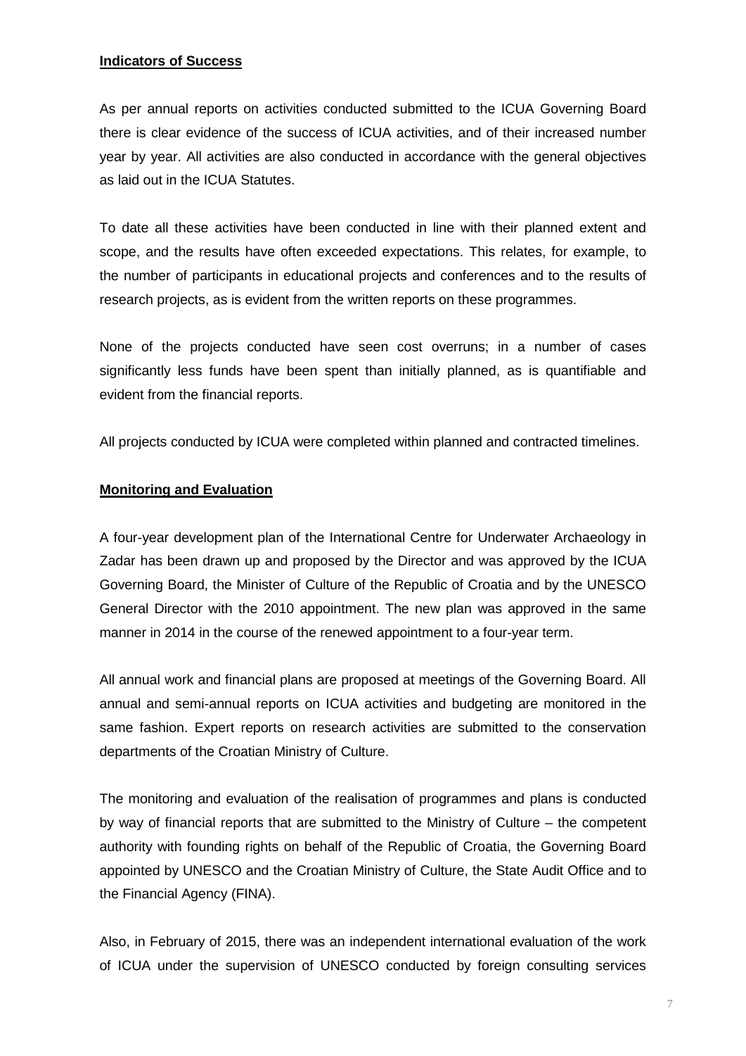**Indicators of Success**

As per annual reports on activities conducted submitted to the ICUA Governing Board there is clear evidence of the success of ICUA activities, and of their increased number year by year. All activities are also conducted in accordance with the general objectives as laid out in the ICUA Statutes.

To date all these activities have been conducted in line with their planned extent and scope, and the results have often exceeded expectations. This relates, for example, to the number of participants in educational projects and conferences and to the results of research projects, as is evident from the written reports on these programmes.

None of the projects conducted have seen cost overruns; in a number of cases significantly less funds have been spent than initially planned, as is quantifiable and evident from the financial reports.

All projects conducted by ICUA were completed within planned and contracted timelines.

**Monitoring and Evaluation**

A four-year development plan of the International Centre for Underwater Archaeology in Zadar has been drawn up and proposed by the Director and was approved by the ICUA Governing Board, the Minister of Culture of the Republic of Croatia and by the UNESCO General Director with the 2010 appointment. The new plan was approved in the same manner in 2014 in the course of the renewed appointment to a four-year term.

All annual work and financial plans are proposed at meetings of the Governing Board. All annual and semi-annual reports on ICUA activities and budgeting are monitored in the same fashion. Expert reports on research activities are submitted to the conservation departments of the Croatian Ministry of Culture.

The monitoring and evaluation of the realisation of programmes and plans is conducted by way of financial reports that are submitted to the Ministry of Culture – the competent authority with founding rights on behalf of the Republic of Croatia, the Governing Board appointed by UNESCO and the Croatian Ministry of Culture, the State Audit Office and to the Financial Agency (FINA).

Also, in February of 2015, there was an independent international evaluation of the work of ICUA under the supervision of UNESCO conducted by foreign consulting services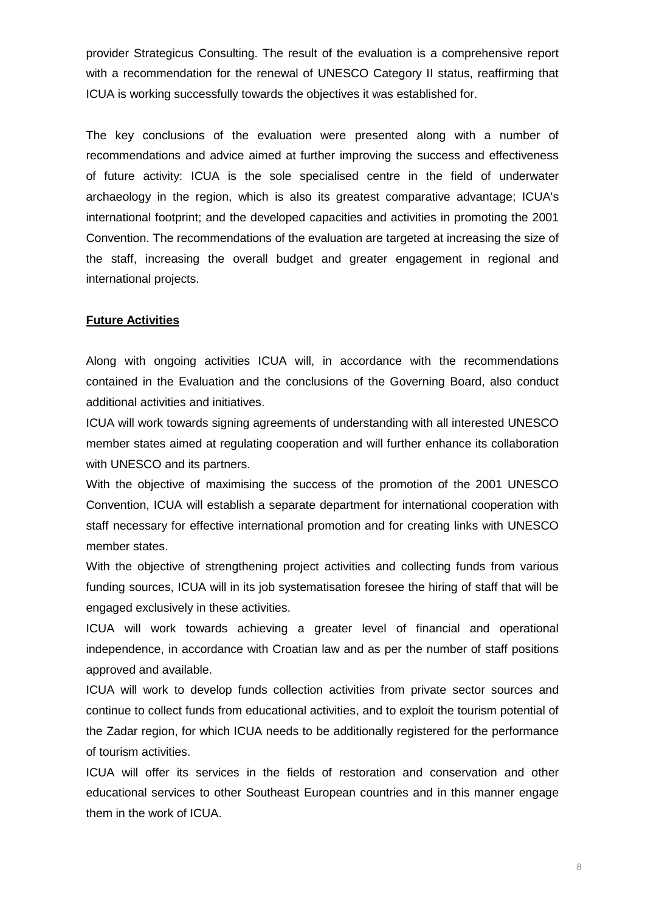provider Strategicus Consulting. The result of the evaluation is a comprehensive report with a recommendation for the renewal of UNESCO Category II status, reaffirming that ICUA is working successfully towards the objectives it was established for.

The key conclusions of the evaluation were presented along with a number of recommendations and advice aimed at further improving the success and effectiveness of future activity: ICUA is the sole specialised centre in the field of underwater archaeology in the region, which is also its greatest comparative advantage; ICUA's international footprint; and the developed capacities and activities in promoting the 2001 Convention. The recommendations of the evaluation are targeted at increasing the size of the staff, increasing the overall budget and greater engagement in regional and international projects.

**Future Activities**

Along with ongoing activities ICUA will, in accordance with the recommendations contained in the Evaluation and the conclusions of the Governing Board, also conduct additional activities and initiatives.

ICUA will work towards signing agreements of understanding with all interested UNESCO member states aimed at regulating cooperation and will further enhance its collaboration with UNESCO and its partners.

With the objective of maximising the success of the promotion of the 2001 UNESCO Convention, ICUA will establish a separate department for international cooperation with staff necessary for effective international promotion and for creating links with UNESCO member states.

With the objective of strengthening project activities and collecting funds from various funding sources, ICUA will in its job systematisation foresee the hiring of staff that will be engaged exclusively in these activities.

ICUA will work towards achieving a greater level of financial and operational independence, in accordance with Croatian law and as per the number of staff positions approved and available.

ICUA will work to develop funds collection activities from private sector sources and continue to collect funds from educational activities, and to exploit the tourism potential of the Zadar region, for which ICUA needs to be additionally registered for the performance of tourism activities.

ICUA will offer its services in the fields of restoration and conservation and other educational services to other Southeast European countries and in this manner engage them in the work of ICUA.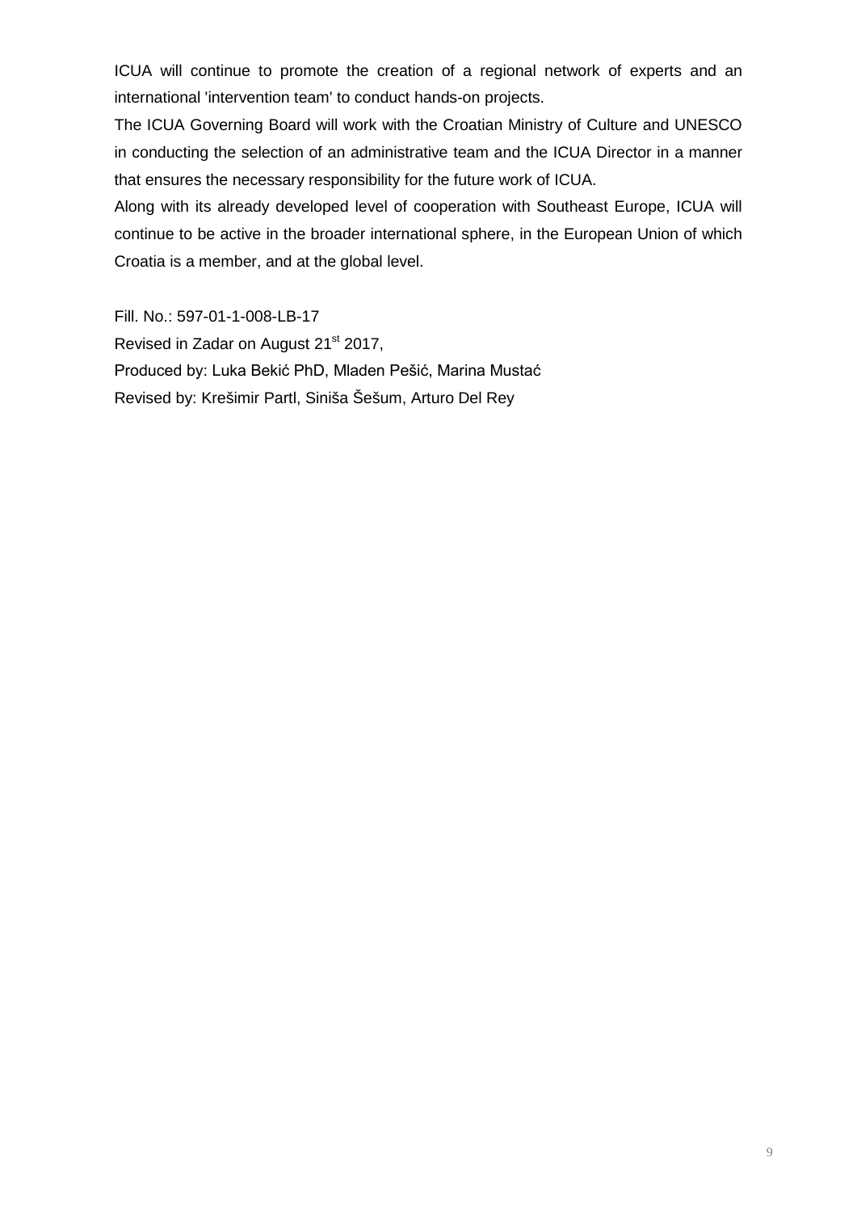ICUA will continue to promote the creation of a regional network of experts and an international 'intervention team' to conduct hands-on projects.

The ICUA Governing Board will work with the Croatian Ministry of Culture and UNESCO in conducting the selection of an administrative team and the ICUA Director in a manner that ensures the necessary responsibility for the future work of ICUA.

Along with its already developed level of cooperation with Southeast Europe, ICUA will continue to be active in the broader international sphere, in the European Union of which Croatia is a member, and at the global level.

Fill. No.: 597-01-1-008-LB-17

Revised in Zadar on August 21st 2017,

Produced by: Luka Bekić PhD, Mladen Pešić, Marina Mustać

Revised by: Krešimir Partl, Siniša Šešum, Arturo Del Rey